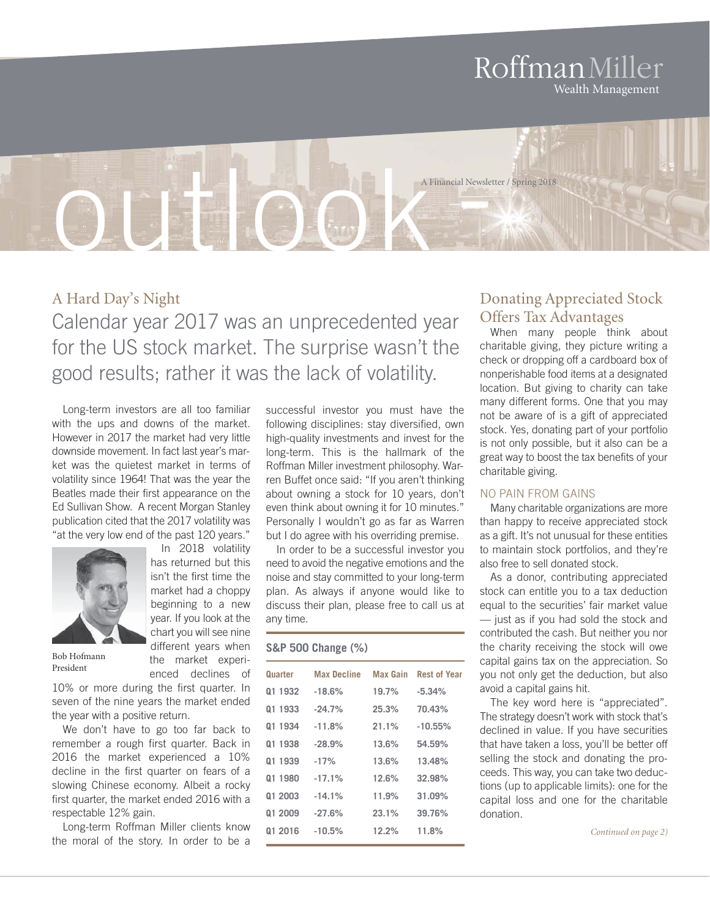Roffman Miller
Wealth Management

# outlook

A Financial Newsletter / Spring 2018

## A Hard Day's Night

### Calendar year 2017 was an unprecedented year for the US stock market. The surprise wasn't the good results; rather it was the lack of volatility.

Long-term investors are all too familiar with the ups and downs of the market. However in 2017 the market had very little downside movement. In fact last year's market was the quietest market in terms of volatility since 1964! That was the year the Beatles made their first appearance on the Ed Sullivan Show. A recent Morgan Stanley publication cited that the 2017 volatility was "at the very low end of the past 120 years."

Bob Hofmann
President

In 2018 volatility has returned but this isn't the first time the market had a choppy beginning to a new year. If you look at the chart you will see nine different years when the market experienced declines of 10% or more during the first quarter. In seven of the nine years the market ended the year with a positive return.

We don't have to go too far back to remember a rough first quarter. Back in 2016 the market experienced a 10% decline in the first quarter on fears of a slowing Chinese economy. Albeit a rocky first quarter, the market ended 2016 with a respectable 12% gain.

Long-term Roffman Miller clients know the moral of the story. In order to be a successful investor you must have the following disciplines: stay diversified, own high-quality investments and invest for the long-term. This is the hallmark of the Roffman Miller investment philosophy. Warren Buffet once said: "If you aren't thinking about owning a stock for 10 years, don't even think about owning it for 10 minutes." Personally I wouldn't go as far as Warren but I do agree with his overriding premise.

In order to be a successful investor you need to avoid the negative emotions and the noise and stay committed to your long-term plan. As always if anyone would like to discuss their plan, please free to call us at any time.

**S&P 500 Change (%)**

| Quarter | Max Decline | Max Gain | Rest of Year |
|---|---|---|---|
| Q1 1932 | -18.6% | 19.7% | -5.34% |
| Q1 1933 | -24.7% | 25.3% | 70.43% |
| Q1 1934 | -11.8% | 21.1% | -10.55% |
| Q1 1938 | -28.9% | 13.6% | 54.59% |
| Q1 1939 | -17% | 13.6% | 13.48% |
| Q1 1980 | -17.1% | 12.6% | 32.98% |
| Q1 2003 | -14.1% | 11.9% | 31.09% |
| Q1 2009 | -27.6% | 23.1% | 39.76% |
| Q1 2016 | -10.5% | 12.2% | 11.8% |

## Donating Appreciated Stock Offers Tax Advantages

When many people think about charitable giving, they picture writing a check or dropping off a cardboard box of nonperishable food items at a designated location. But giving to charity can take many different forms. One that you may not be aware of is a gift of appreciated stock. Yes, donating part of your portfolio is not only possible, but it also can be a great way to boost the tax benefits of your charitable giving.

### NO PAIN FROM GAINS

Many charitable organizations are more than happy to receive appreciated stock as a gift. It's not unusual for these entities to maintain stock portfolios, and they're also free to sell donated stock.

As a donor, contributing appreciated stock can entitle you to a tax deduction equal to the securities' fair market value — just as if you had sold the stock and contributed the cash. But neither you nor the charity receiving the stock will owe capital gains tax on the appreciation. So you not only get the deduction, but also avoid a capital gains hit.

The key word here is "appreciated". The strategy doesn't work with stock that's declined in value. If you have securities that have taken a loss, you'll be better off selling the stock and donating the proceeds. This way, you can take two deductions (up to applicable limits): one for the capital loss and one for the charitable donation.

*Continued on page 2)*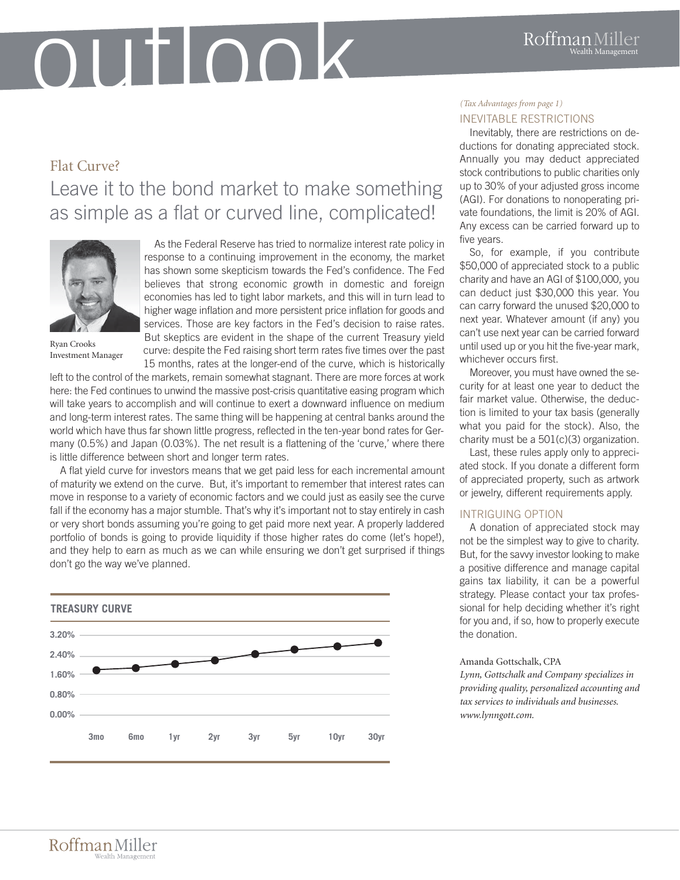# outlook

## Flat Curve?

### Leave it to the bond market to make something as simple as a flat or curved line, complicated!

Ryan Crooks
Investment Manager

As the Federal Reserve has tried to normalize interest rate policy in response to a continuing improvement in the economy, the market has shown some skepticism towards the Fed's confidence. The Fed believes that strong economic growth in domestic and foreign economies has led to tight labor markets, and this will in turn lead to higher wage inflation and more persistent price inflation for goods and services. Those are key factors in the Fed's decision to raise rates. But skeptics are evident in the shape of the current Treasury yield curve: despite the Fed raising short term rates five times over the past 15 months, rates at the longer-end of the curve, which is historically left to the control of the markets, remain somewhat stagnant. There are more forces at work here: the Fed continues to unwind the massive post-crisis quantitative easing program which will take years to accomplish and will continue to exert a downward influence on medium and long-term interest rates. The same thing will be happening at central banks around the world which have thus far shown little progress, reflected in the ten-year bond rates for Germany (0.5%) and Japan (0.03%). The net result is a flattening of the 'curve,' where there is little difference between short and longer term rates.

A flat yield curve for investors means that we get paid less for each incremental amount of maturity we extend on the curve. But, it's important to remember that interest rates can move in response to a variety of economic factors and we could just as easily see the curve fall if the economy has a major stumble. That's why it's important not to stay entirely in cash or very short bonds assuming you're going to get paid more next year. A properly laddered portfolio of bonds is going to provide liquidity if those higher rates do come (let's hope!), and they help to earn as much as we can while ensuring we don't get surprised if things don't go the way we've planned.

**TREASURY CURVE**

3.20%
2.40%
1.60%
0.80%
0.00%

3mo 6mo 1yr 2yr 3yr 5yr 10yr 30yr

*(Tax Advantages from page 1)*

### INEVITABLE RESTRICTIONS

Inevitably, there are restrictions on deductions for donating appreciated stock. Annually you may deduct appreciated stock contributions to public charities only up to 30% of your adjusted gross income (AGI). For donations to nonoperating private foundations, the limit is 20% of AGI. Any excess can be carried forward up to five years.

So, for example, if you contribute $50,000 of appreciated stock to a public charity and have an AGI of $100,000, you can deduct just $30,000 this year. You can carry forward the unused $20,000 to next year. Whatever amount (if any) you can't use next year can be carried forward until used up or you hit the five-year mark, whichever occurs first.

Moreover, you must have owned the security for at least one year to deduct the fair market value. Otherwise, the deduction is limited to your tax basis (generally what you paid for the stock). Also, the charity must be a 501(c)(3) organization.

Last, these rules apply only to appreciated stock. If you donate a different form of appreciated property, such as artwork or jewelry, different requirements apply.

### INTRIGUING OPTION

A donation of appreciated stock may not be the simplest way to give to charity. But, for the savvy investor looking to make a positive difference and manage capital gains tax liability, it can be a powerful strategy. Please contact your tax professional for help deciding whether it's right for you and, if so, how to properly execute the donation.

Amanda Gottschalk, CPA
*Lynn, Gottschalk and Company specializes in providing quality, personalized accounting and tax services to individuals and businesses. www.lynngott.com.*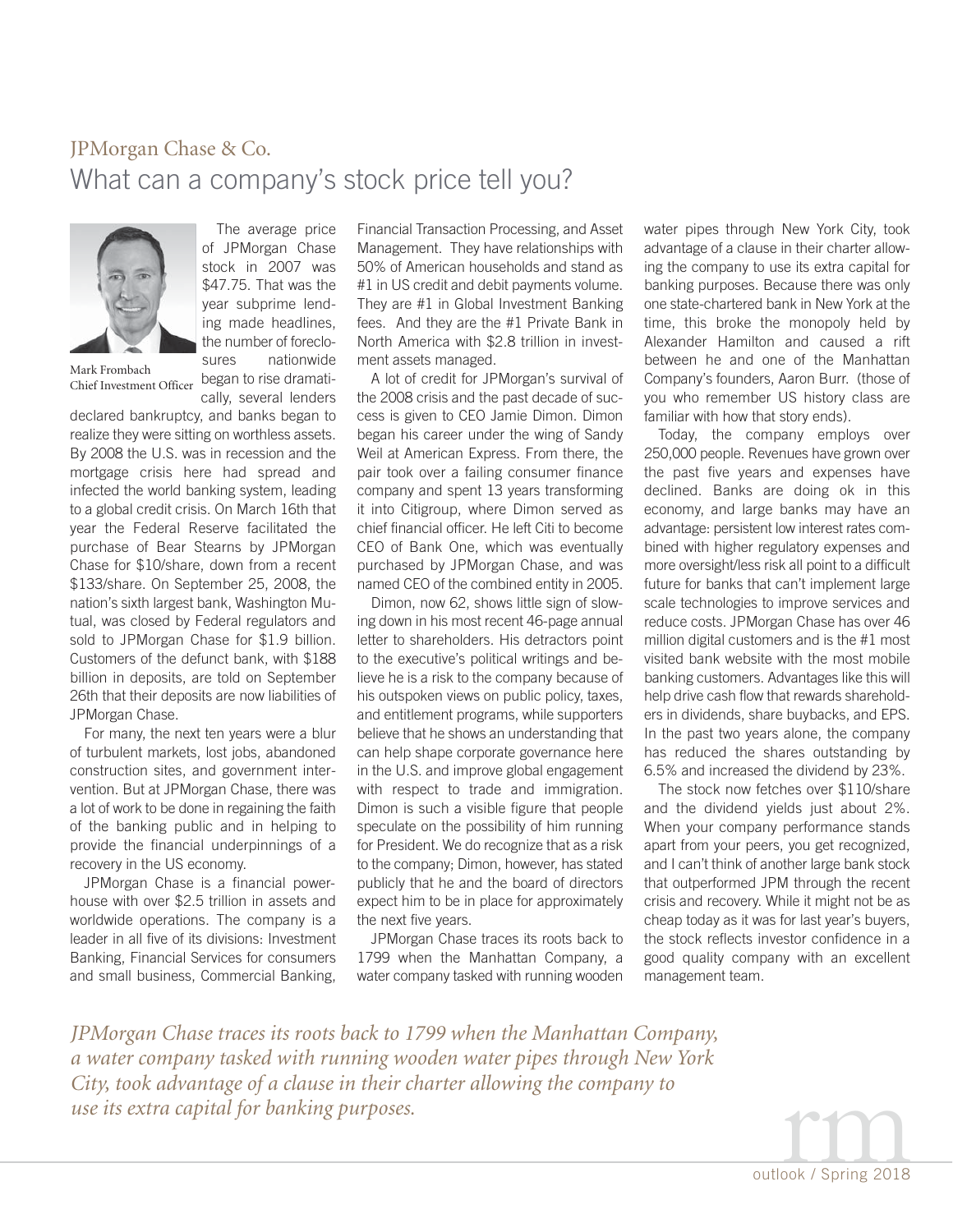## JPMorgan Chase & Co.

# What can a company's stock price tell you?

Mark Frombach
Chief Investment Officer

The average price of JPMorgan Chase stock in 2007 was $47.75. That was the year subprime lending made headlines, the number of foreclosures nationwide began to rise dramatically, several lenders declared bankruptcy, and banks began to realize they were sitting on worthless assets. By 2008 the U.S. was in recession and the mortgage crisis here had spread and infected the world banking system, leading to a global credit crisis. On March 16th that year the Federal Reserve facilitated the purchase of Bear Stearns by JPMorgan Chase for $10/share, down from a recent $133/share. On September 25, 2008, the nation's sixth largest bank, Washington Mutual, was closed by Federal regulators and sold to JPMorgan Chase for $1.9 billion. Customers of the defunct bank, with $188 billion in deposits, are told on September 26th that their deposits are now liabilities of JPMorgan Chase.

For many, the next ten years were a blur of turbulent markets, lost jobs, abandoned construction sites, and government intervention. But at JPMorgan Chase, there was a lot of work to be done in regaining the faith of the banking public and in helping to provide the financial underpinnings of a recovery in the US economy.

JPMorgan Chase is a financial powerhouse with over $2.5 trillion in assets and worldwide operations. The company is a leader in all five of its divisions: Investment Banking, Financial Services for consumers and small business, Commercial Banking, Financial Transaction Processing, and Asset Management. They have relationships with 50% of American households and stand as #1 in US credit and debit payments volume. They are #1 in Global Investment Banking fees. And they are the #1 Private Bank in North America with $2.8 trillion in investment assets managed.

A lot of credit for JPMorgan's survival of the 2008 crisis and the past decade of success is given to CEO Jamie Dimon. Dimon began his career under the wing of Sandy Weil at American Express. From there, the pair took over a failing consumer finance company and spent 13 years transforming it into Citigroup, where Dimon served as chief financial officer. He left Citi to become CEO of Bank One, which was eventually purchased by JPMorgan Chase, and was named CEO of the combined entity in 2005.

Dimon, now 62, shows little sign of slowing down in his most recent 46-page annual letter to shareholders. His detractors point to the executive's political writings and believe he is a risk to the company because of his outspoken views on public policy, taxes, and entitlement programs, while supporters believe that he shows an understanding that can help shape corporate governance here in the U.S. and improve global engagement with respect to trade and immigration. Dimon is such a visible figure that people speculate on the possibility of him running for President. We do recognize that as a risk to the company; Dimon, however, has stated publicly that he and the board of directors expect him to be in place for approximately the next five years.

JPMorgan Chase traces its roots back to 1799 when the Manhattan Company, a water company tasked with running wooden water pipes through New York City, took advantage of a clause in their charter allowing the company to use its extra capital for banking purposes. Because there was only one state-chartered bank in New York at the time, this broke the monopoly held by Alexander Hamilton and caused a rift between he and one of the Manhattan Company's founders, Aaron Burr. (those of you who remember US history class are familiar with how that story ends).

Today, the company employs over 250,000 people. Revenues have grown over the past five years and expenses have declined. Banks are doing ok in this economy, and large banks may have an advantage: persistent low interest rates combined with higher regulatory expenses and more oversight/less risk all point to a difficult future for banks that can't implement large scale technologies to improve services and reduce costs. JPMorgan Chase has over 46 million digital customers and is the #1 most visited bank website with the most mobile banking customers. Advantages like this will help drive cash flow that rewards shareholders in dividends, share buybacks, and EPS. In the past two years alone, the company has reduced the shares outstanding by 6.5% and increased the dividend by 23%.

The stock now fetches over $110/share and the dividend yields just about 2%. When your company performance stands apart from your peers, you get recognized, and I can't think of another large bank stock that outperformed JPM through the recent crisis and recovery. While it might not be as cheap today as it was for last year's buyers, the stock reflects investor confidence in a good quality company with an excellent management team.

*JPMorgan Chase traces its roots back to 1799 when the Manhattan Company, a water company tasked with running wooden water pipes through New York City, took advantage of a clause in their charter allowing the company to use its extra capital for banking purposes.*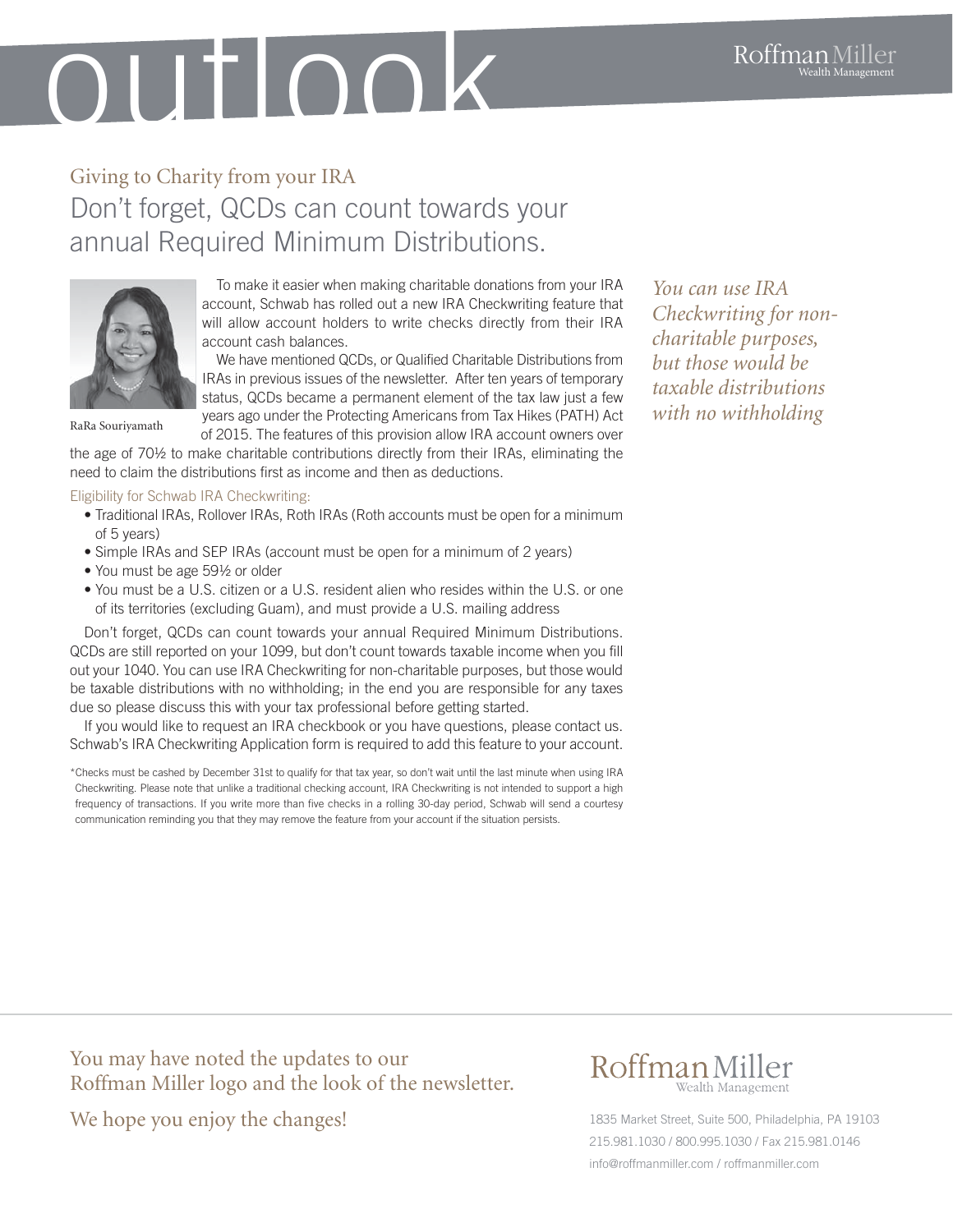## Giving to Charity from your IRA

# Don't forget, QCDs can count towards your annual Required Minimum Distributions.

RaRa Souriyamath

To make it easier when making charitable donations from your IRA account, Schwab has rolled out a new IRA Checkwriting feature that will allow account holders to write checks directly from their IRA account cash balances.

We have mentioned QCDs, or Qualified Charitable Distributions from IRAs in previous issues of the newsletter. After ten years of temporary status, QCDs became a permanent element of the tax law just a few years ago under the Protecting Americans from Tax Hikes (PATH) Act of 2015. The features of this provision allow IRA account owners over the age of 70½ to make charitable contributions directly from their IRAs, eliminating the need to claim the distributions first as income and then as deductions.

*You can use IRA Checkwriting for non-charitable purposes, but those would be taxable distributions with no withholding*

Eligibility for Schwab IRA Checkwriting:

- Traditional IRAs, Rollover IRAs, Roth IRAs (Roth accounts must be open for a minimum of 5 years)
- Simple IRAs and SEP IRAs (account must be open for a minimum of 2 years)
- You must be age 59½ or older
- You must be a U.S. citizen or a U.S. resident alien who resides within the U.S. or one of its territories (excluding Guam), and must provide a U.S. mailing address

Don't forget, QCDs can count towards your annual Required Minimum Distributions. QCDs are still reported on your 1099, but don't count towards taxable income when you fill out your 1040. You can use IRA Checkwriting for non-charitable purposes, but those would be taxable distributions with no withholding; in the end you are responsible for any taxes due so please discuss this with your tax professional before getting started.

If you would like to request an IRA checkbook or you have questions, please contact us. Schwab's IRA Checkwriting Application form is required to add this feature to your account.

*Checks must be cashed by December 31st to qualify for that tax year, so don't wait until the last minute when using IRA Checkwriting. Please note that unlike a traditional checking account, IRA Checkwriting is not intended to support a high frequency of transactions. If you write more than five checks in a rolling 30-day period, Schwab will send a courtesy communication reminding you that they may remove the feature from your account if the situation persists.

You may have noted the updates to our Roffman Miller logo and the look of the newsletter.

We hope you enjoy the changes!

Roffman Miller
Wealth Management

1835 Market Street, Suite 500, Philadelphia, PA 19103
215.981.1030 / 800.995.1030 / Fax 215.981.0146
info@roffmanmiller.com / roffmanmiller.com